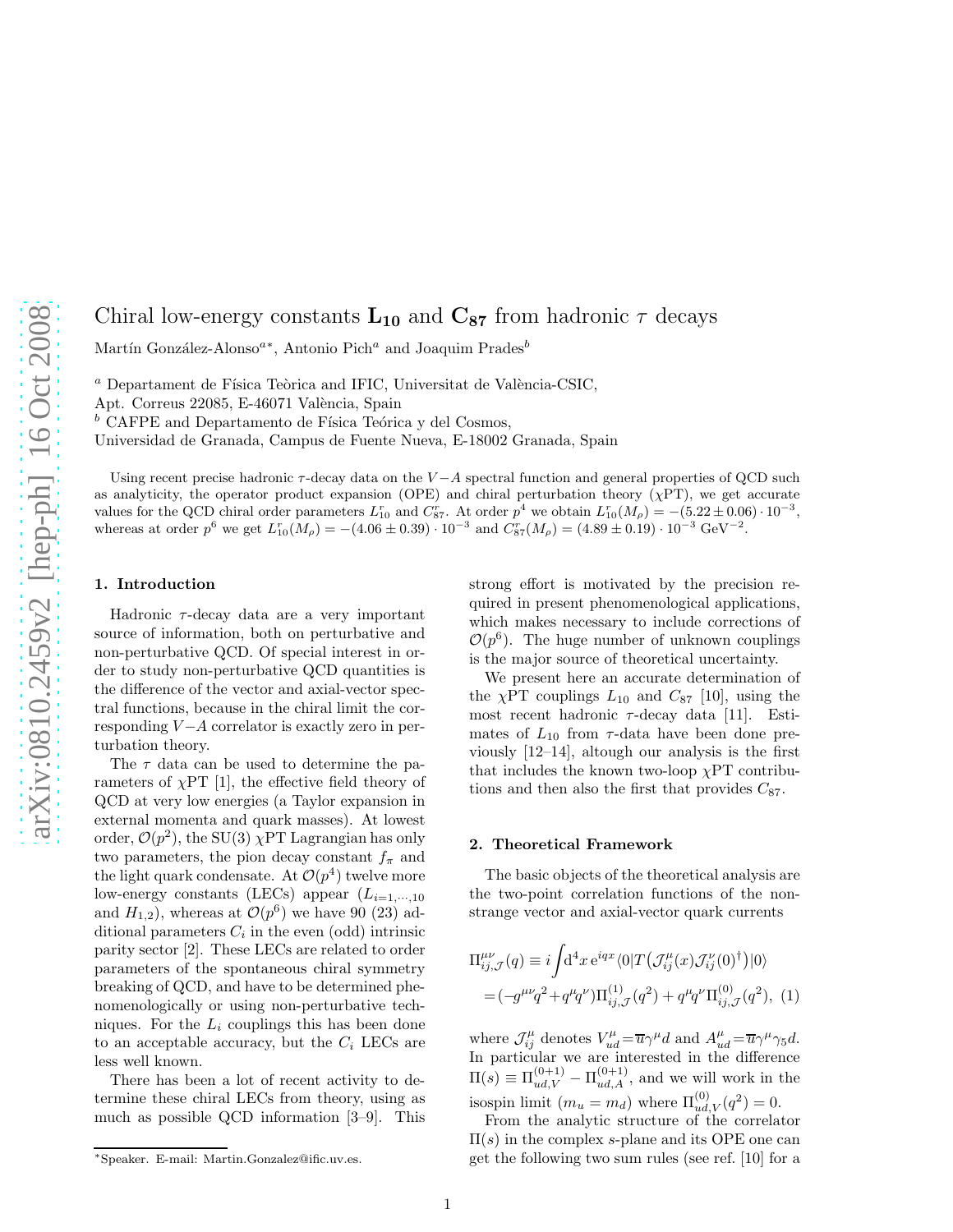# Chiral low-energy constants $\mathbf{L_{10}}$ and $\mathbf{C_{87}}$ from hadronic $\tau$ decays

Martín González-Alonso[a]*, Antonio Pich[a] and Joaquim Prades[b]

[a] Departament de Física Teòrica and IFIC, Universitat de València-CSIC,
Apt. Correus 22085, E-46071 València, Spain

[b] CAFPE and Departamento de Física Teórica y del Cosmos,
Universidad de Granada, Campus de Fuente Nueva, E-18002 Granada, Spain

Using recent precise hadronic $\tau$-decay data on the $V-A$ spectral function and general properties of QCD such as analyticity, the operator product expansion (OPE) and chiral perturbation theory ($\chi$PT), we get accurate values for the QCD chiral order parameters $L_{10}^r$ and $C_{87}^r$. At order $p^4$ we obtain $L_{10}^r(M_\rho) = -(5.22 \pm 0.06) \cdot 10^{-3}$, whereas at order $p^6$ we get $L_{10}^r(M_\rho) = -(4.06 \pm 0.39) \cdot 10^{-3}$ and $C_{87}^r(M_\rho) = (4.89 \pm 0.19) \cdot 10^{-3}$ GeV$^{-2}$.

## 1. Introduction

Hadronic $\tau$-decay data are a very important source of information, both on perturbative and non-perturbative QCD. Of special interest in order to study non-perturbative QCD quantities is the difference of the vector and axial-vector spectral functions, because in the chiral limit the corresponding $V-A$ correlator is exactly zero in perturbation theory.

The $\tau$ data can be used to determine the parameters of $\chi$PT [1], the effective field theory of QCD at very low energies (a Taylor expansion in external momenta and quark masses). At lowest order, $\mathcal{O}(p^2)$, the SU(3) $\chi$PT Lagrangian has only two parameters, the pion decay constant $f_\pi$ and the light quark condensate. At $\mathcal{O}(p^4)$ twelve more low-energy constants (LECs) appear ($L_{i=1,\cdots,10}$ and $H_{1,2}$), whereas at $\mathcal{O}(p^6)$ we have 90 (23) additional parameters $C_i$ in the even (odd) intrinsic parity sector [2]. These LECs are related to order parameters of the spontaneous chiral symmetry breaking of QCD, and have to be determined phenomenologically or using non-perturbative techniques. For the $L_i$ couplings this has been done to an acceptable accuracy, but the $C_i$ LECs are less well known.

There has been a lot of recent activity to determine these chiral LECs from theory, using as much as possible QCD information [3–9]. This strong effort is motivated by the precision required in present phenomenological applications, which makes necessary to include corrections of $\mathcal{O}(p^6)$. The huge number of unknown couplings is the major source of theoretical uncertainty.

We present here an accurate determination of the $\chi$PT couplings $L_{10}$ and $C_{87}$ [10], using the most recent hadronic $\tau$-decay data [11]. Estimates of $L_{10}$ from $\tau$-data have been done previously [12–14], altough our analysis is the first that includes the known two-loop $\chi$PT contributions and then also the first that provides $C_{87}$.

## 2. Theoretical Framework

The basic objects of the theoretical analysis are the two-point correlation functions of the non-strange vector and axial-vector quark currents

$$
\begin{aligned}
\Pi^{\mu\nu}_{ij,\mathcal{J}}(q) &\equiv i \int \mathrm{d}^4x \, \mathrm{e}^{iqx} \langle 0 | T\big(\mathcal{J}^\mu_{ij}(x) \mathcal{J}^\nu_{ij}(0)^\dagger\big) | 0 \rangle \\
&= (-g^{\mu\nu} q^2 + q^\mu q^\nu) \Pi^{(1)}_{ij,\mathcal{J}}(q^2) + q^\mu q^\nu \Pi^{(0)}_{ij,\mathcal{J}}(q^2), \quad (1)
\end{aligned}
$$

where $\mathcal{J}^\mu_{ij}$ denotes $V^\mu_{ud} = \overline{u}\gamma^\mu d$ and $A^\mu_{ud} = \overline{u}\gamma^\mu\gamma_5 d$. In particular we are interested in the difference $\Pi(s) \equiv \Pi^{(0+1)}_{ud,V} - \Pi^{(0+1)}_{ud,A}$, and we will work in the isospin limit ($m_u = m_d$) where $\Pi^{(0)}_{ud,V}(q^2) = 0$.

From the analytic structure of the correlator $\Pi(s)$ in the complex $s$-plane and its OPE one can get the following two sum rules (see ref. [10] for a

*Speaker. E-mail: Martin.Gonzalez@ific.uv.es.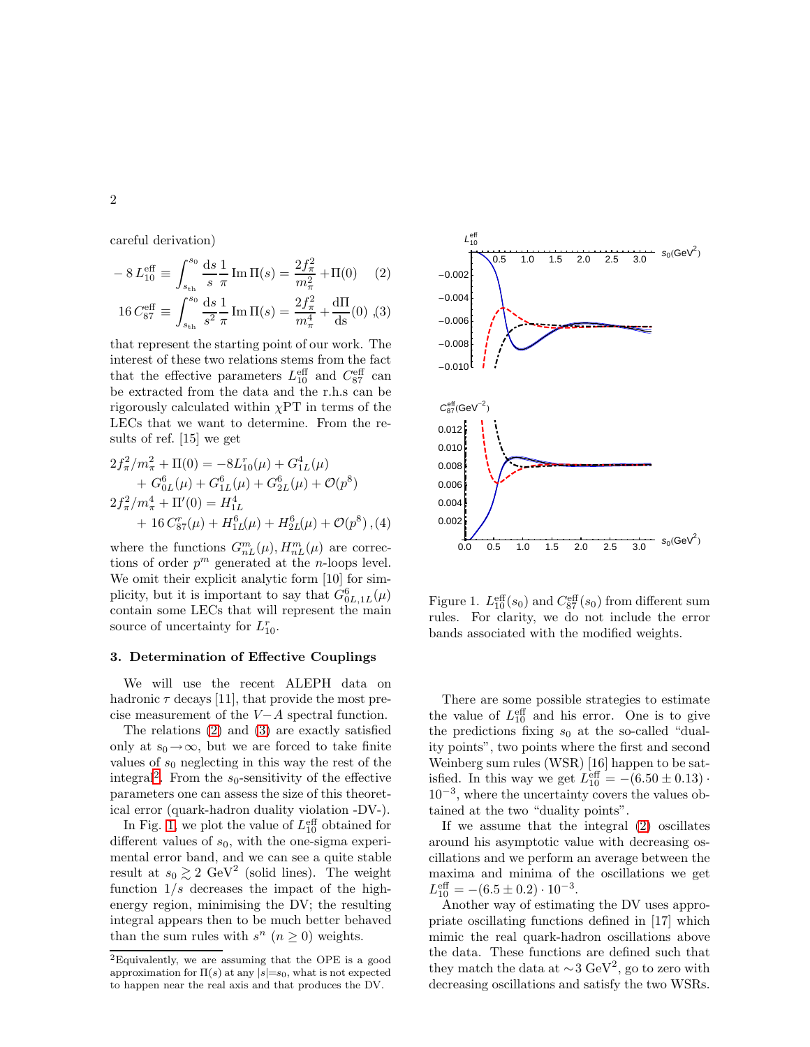careful derivation)

$$-8\,L_{10}^{\rm eff} \equiv \int_{s_{\rm th}}^{s_0} \frac{{\rm d}s}{s}\frac{1}{\pi}\,{\rm Im}\,\Pi(s) = \frac{2f_\pi^2}{m_\pi^2} + \Pi(0) \qquad (2)$$

$$16\,C_{87}^{\rm eff} \equiv \int_{s_{\rm th}}^{s_0} \frac{{\rm d}s}{s^2}\frac{1}{\pi}\,{\rm Im}\,\Pi(s) = \frac{2f_\pi^2}{m_\pi^4} + \frac{{\rm d}\Pi}{{\rm d}s}(0)\ ,(3)$$

that represent the starting point of our work. The interest of these two relations stems from the fact that the effective parameters $L_{10}^{\rm eff}$ and $C_{87}^{\rm eff}$ can be extracted from the data and the r.h.s can be rigorously calculated within $\chi$PT in terms of the LECs that we want to determine. From the results of ref. [15] we get

$$\begin{aligned}
2f_\pi^2/m_\pi^2 + \Pi(0) &= -8L_{10}^r(\mu) + G_{1L}^4(\mu) \\
&+ G_{0L}^6(\mu) + G_{1L}^6(\mu) + G_{2L}^6(\mu) + \mathcal{O}(p^8) \\
2f_\pi^2/m_\pi^4 + \Pi'(0) &= H_{1L}^4 \\
&+ 16\,C_{87}^r(\mu) + H_{1L}^6(\mu) + H_{2L}^6(\mu) + \mathcal{O}(p^8)\ ,(4)
\end{aligned}$$

where the functions $G_{nL}^m(\mu), H_{nL}^m(\mu)$ are corrections of order $p^m$ generated at the $n$-loops level. We omit their explicit analytic form [10] for simplicity, but it is important to say that $G_{0L,1L}^6(\mu)$ contain some LECs that will represent the main source of uncertainty for $L_{10}^r$.

## 3. Determination of Effective Couplings

We will use the recent ALEPH data on hadronic $\tau$ decays [11], that provide the most precise measurement of the $V-A$ spectral function.

The relations (2) and (3) are exactly satisfied only at $s_0 \to \infty$, but we are forced to take finite values of $s_0$ neglecting in this way the rest of the integral[2]. From the $s_0$-sensitivity of the effective parameters one can assess the size of this theoretical error (quark-hadron duality violation -DV-).

In Fig. 1, we plot the value of $L_{10}^{\rm eff}$ obtained for different values of $s_0$, with the one-sigma experimental error band, and we can see a quite stable result at $s_0 \gtrsim 2$ GeV$^2$ (solid lines). The weight function $1/s$ decreases the impact of the high-energy region, minimising the DV; the resulting integral appears then to be much better behaved than the sum rules with $s^n$ ($n \geq 0$) weights.

[2] Equivalently, we are assuming that the OPE is a good approximation for $\Pi(s)$ at any $|s|$=$s_0$, what is not expected to happen near the real axis and that produces the DV.

Figure 1. $L_{10}^{\rm eff}(s_0)$ and $C_{87}^{\rm eff}(s_0)$ from different sum rules. For clarity, we do not include the error bands associated with the modified weights.

There are some possible strategies to estimate the value of $L_{10}^{\rm eff}$ and his error. One is to give the predictions fixing $s_0$ at the so-called "duality points", two points where the first and second Weinberg sum rules (WSR) [16] happen to be satisfied. In this way we get $L_{10}^{\rm eff} = -(6.50 \pm 0.13)\cdot 10^{-3}$, where the uncertainty covers the values obtained at the two "duality points".

If we assume that the integral (2) oscillates around his asymptotic value with decreasing oscillations and we perform an average between the maxima and minima of the oscillations we get $L_{10}^{\rm eff} = -(6.5 \pm 0.2)\cdot 10^{-3}$.

Another way of estimating the DV uses appropriate oscillating functions defined in [17] which mimic the real quark-hadron oscillations above the data. These functions are defined such that they match the data at $\sim$3 GeV$^2$, go to zero with decreasing oscillations and satisfy the two WSRs.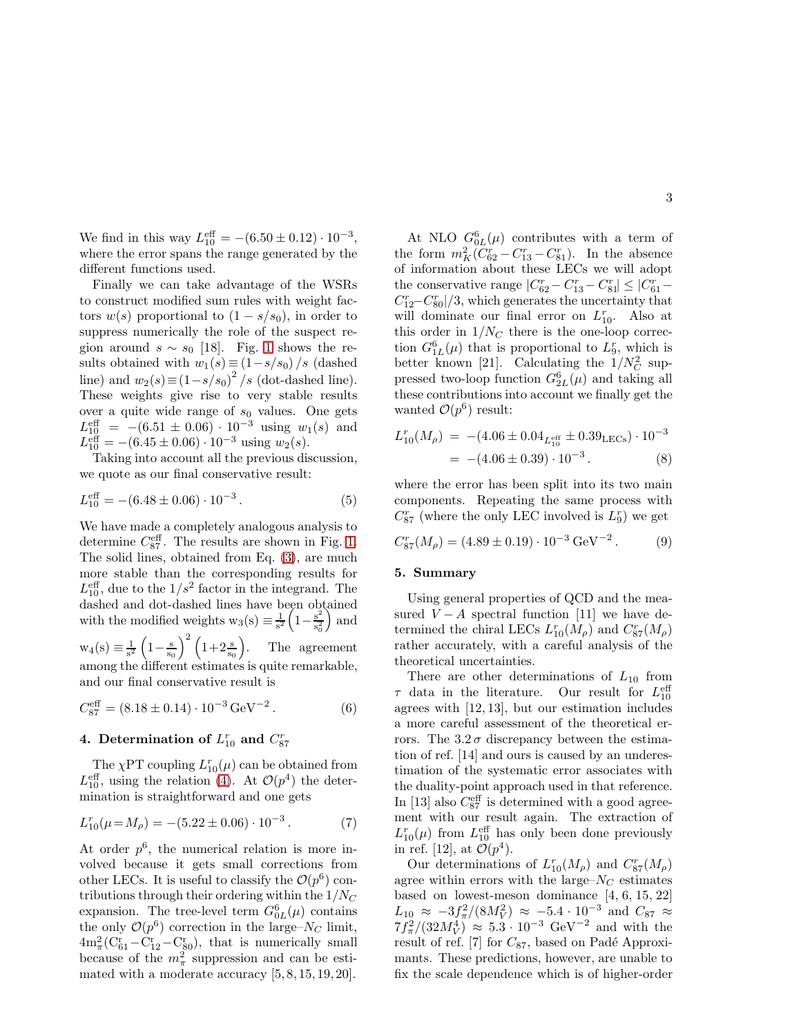We find in this way $L_{10}^{\rm eff} = -(6.50 \pm 0.12) \cdot 10^{-3}$, where the error spans the range generated by the different functions used.

Finally we can take advantage of the WSRs to construct modified sum rules with weight factors $w(s)$ proportional to $(1 - s/s_0)$, in order to suppress numerically the role of the suspect region around $s \sim s_0$ [18]. Fig. 1 shows the results obtained with $w_1(s) \equiv (1-s/s_0)/s$ (dashed line) and $w_2(s) \equiv (1-s/s_0)^2/s$ (dot-dashed line). These weights give rise to very stable results over a quite wide range of $s_0$ values. One gets $L_{10}^{\rm eff} = -(6.51 \pm 0.06) \cdot 10^{-3}$ using $w_1(s)$ and $L_{10}^{\rm eff} = -(6.45 \pm 0.06) \cdot 10^{-3}$ using $w_2(s)$.

Taking into account all the previous discussion, we quote as our final conservative result:

$$L_{10}^{\rm eff} = -(6.48 \pm 0.06) \cdot 10^{-3} \,. \tag{5}$$

We have made a completely analogous analysis to determine $C_{87}^{\rm eff}$. The results are shown in Fig. 1. The solid lines, obtained from Eq. (3), are much more stable than the corresponding results for $L_{10}^{\rm eff}$, due to the $1/s^2$ factor in the integrand. The dashed and dot-dashed lines have been obtained with the modified weights $w_3(s) \equiv \frac{1}{s^2}\left(1-\frac{s^2}{s_0^2}\right)$ and $w_4(s) \equiv \frac{1}{s^2}\left(1-\frac{s}{s_0}\right)^2\left(1+2\frac{s}{s_0}\right)$. The agreement among the different estimates is quite remarkable, and our final conservative result is

$$C_{87}^{\rm eff} = (8.18 \pm 0.14) \cdot 10^{-3}\, \mathrm{GeV}^{-2} \,. \tag{6}$$

## 4. Determination of $L_{10}^r$ and $C_{87}^r$

The $\chi$PT coupling $L_{10}^r(\mu)$ can be obtained from $L_{10}^{\rm eff}$, using the relation (4). At $\mathcal{O}(p^4)$ the determination is straightforward and one gets

$$L_{10}^r(\mu = M_\rho) = -(5.22 \pm 0.06) \cdot 10^{-3} \,. \tag{7}$$

At order $p^6$, the numerical relation is more involved because it gets small corrections from other LECs. It is useful to classify the $\mathcal{O}(p^6)$ contributions through their ordering within the $1/N_C$ expansion. The tree-level term $G_{0L}^6(\mu)$ contains the only $\mathcal{O}(p^6)$ correction in the large–$N_C$ limit, $4m_\pi^2(C_{61}^r - C_{12}^r - C_{80}^r)$, that is numerically small because of the $m_\pi^2$ suppression and can be estimated with a moderate accuracy [5, 8, 15, 19, 20].

At NLO $G_{0L}^6(\mu)$ contributes with a term of the form $m_K^2(C_{62}^r - C_{13}^r - C_{81}^r)$. In the absence of information about these LECs we will adopt the conservative range $|C_{62}^r - C_{13}^r - C_{81}^r| \le |C_{61}^r - C_{12}^r - C_{80}^r|/3$, which generates the uncertainty that will dominate our final error on $L_{10}^r$. Also at this order in $1/N_C$ there is the one-loop correction $G_{1L}^6(\mu)$ that is proportional to $L_9^r$, which is better known [21]. Calculating the $1/N_C^2$ suppressed two-loop function $G_{2L}^6(\mu)$ and taking all these contributions into account we finally get the wanted $\mathcal{O}(p^6)$ result:

$$\begin{aligned} L_{10}^r(M_\rho) &= -(4.06 \pm 0.04_{L_{10}^{\rm eff}} \pm 0.39_{\rm LECs}) \cdot 10^{-3} \\ &= -(4.06 \pm 0.39) \cdot 10^{-3} \,. \end{aligned} \tag{8}$$

where the error has been split into its two main components. Repeating the same process with $C_{87}^r$ (where the only LEC involved is $L_9^r$) we get

$$C_{87}^r(M_\rho) = (4.89 \pm 0.19) \cdot 10^{-3}\, \mathrm{GeV}^{-2} \,. \tag{9}$$

## 5. Summary

Using general properties of QCD and the measured $V-A$ spectral function [11] we have determined the chiral LECs $L_{10}^r(M_\rho)$ and $C_{87}^r(M_\rho)$ rather accurately, with a careful analysis of the theoretical uncertainties.

There are other determinations of $L_{10}$ from $\tau$ data in the literature. Our result for $L_{10}^{\rm eff}$ agrees with [12, 13], but our estimation includes a more careful assessment of the theoretical errors. The $3.2\,\sigma$ discrepancy between the estimation of ref. [14] and ours is caused by an underestimation of the systematic error associates with the duality-point approach used in that reference. In [13] also $C_{87}^{\rm eff}$ is determined with a good agreement with our result again. The extraction of $L_{10}^r(\mu)$ from $L_{10}^{\rm eff}$ has only been done previously in ref. [12], at $\mathcal{O}(p^4)$.

Our determinations of $L_{10}^r(M_\rho)$ and $C_{87}^r(M_\rho)$ agree within errors with the large–$N_C$ estimates based on lowest-meson dominance [4, 6, 15, 22] $L_{10} \approx -3f_\pi^2/(8M_V^2) \approx -5.4 \cdot 10^{-3}$ and $C_{87} \approx 7f_\pi^2/(32M_V^4) \approx 5.3 \cdot 10^{-3}$ GeV$^{-2}$ and with the result of ref. [7] for $C_{87}$, based on Padé Approximants. These predictions, however, are unable to fix the scale dependence which is of higher-order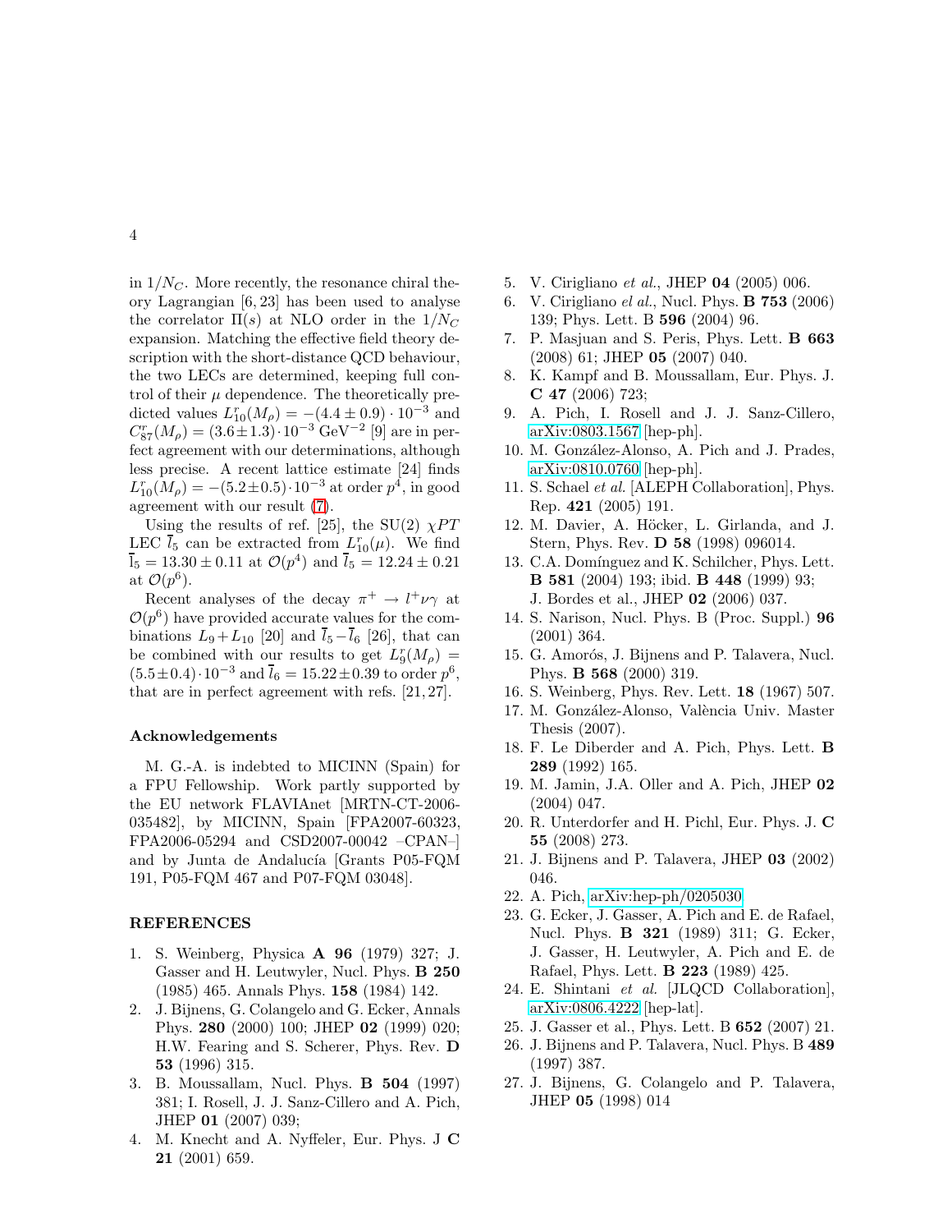in $1/N_C$. More recently, the resonance chiral theory Lagrangian [6, 23] has been used to analyse the correlator $\Pi(s)$ at NLO order in the $1/N_C$ expansion. Matching the effective field theory description with the short-distance QCD behaviour, the two LECs are determined, keeping full control of their $\mu$ dependence. The theoretically predicted values $L_{10}^r(M_\rho) = -(4.4 \pm 0.9) \cdot 10^{-3}$ and $C_{87}^r(M_\rho) = (3.6 \pm 1.3) \cdot 10^{-3}$ GeV$^{-2}$ [9] are in perfect agreement with our determinations, although less precise. A recent lattice estimate [24] finds $L_{10}^r(M_\rho) = -(5.2 \pm 0.5) \cdot 10^{-3}$ at order $p^4$, in good agreement with our result (7).

Using the results of ref. [25], the SU(2) $\chi PT$ LEC $\bar{l}_5$ can be extracted from $L_{10}^r(\mu)$. We find $\bar{l}_5 = 13.30 \pm 0.11$ at $\mathcal{O}(p^4)$ and $\bar{l}_5 = 12.24 \pm 0.21$ at $\mathcal{O}(p^6)$.

Recent analyses of the decay $\pi^+ \to l^+ \nu \gamma$ at $\mathcal{O}(p^6)$ have provided accurate values for the combinations $L_9 + L_{10}$ [20] and $\bar{l}_5 - \bar{l}_6$ [26], that can be combined with our results to get $L_9^r(M_\rho) = (5.5 \pm 0.4) \cdot 10^{-3}$ and $\bar{l}_6 = 15.22 \pm 0.39$ to order $p^6$, that are in perfect agreement with refs. [21, 27].

## Acknowledgements

M. G.-A. is indebted to MICINN (Spain) for a FPU Fellowship. Work partly supported by the EU network FLAVIAnet [MRTN-CT-2006-035482], by MICINN, Spain [FPA2007-60323, FPA2006-05294 and CSD2007-00042 –CPAN–] and by Junta de Andalucía [Grants P05-FQM 191, P05-FQM 467 and P07-FQM 03048].

## REFERENCES

1. S. Weinberg, Physica **A 96** (1979) 327; J. Gasser and H. Leutwyler, Nucl. Phys. **B 250** (1985) 465. Annals Phys. **158** (1984) 142.
2. J. Bijnens, G. Colangelo and G. Ecker, Annals Phys. **280** (2000) 100; JHEP **02** (1999) 020; H.W. Fearing and S. Scherer, Phys. Rev. **D 53** (1996) 315.
3. B. Moussallam, Nucl. Phys. **B 504** (1997) 381; I. Rosell, J. J. Sanz-Cillero and A. Pich, JHEP **01** (2007) 039;
4. M. Knecht and A. Nyffeler, Eur. Phys. J **C 21** (2001) 659.
5. V. Cirigliano *et al.*, JHEP **04** (2005) 006.
6. V. Cirigliano *el al.*, Nucl. Phys. **B 753** (2006) 139; Phys. Lett. B **596** (2004) 96.
7. P. Masjuan and S. Peris, Phys. Lett. **B 663** (2008) 61; JHEP **05** (2007) 040.
8. K. Kampf and B. Moussallam, Eur. Phys. J. **C 47** (2006) 723;
9. A. Pich, I. Rosell and J. J. Sanz-Cillero, arXiv:0803.1567 [hep-ph].
10. M. González-Alonso, A. Pich and J. Prades, arXiv:0810.0760 [hep-ph].
11. S. Schael *et al.* [ALEPH Collaboration], Phys. Rep. **421** (2005) 191.
12. M. Davier, A. Höcker, L. Girlanda, and J. Stern, Phys. Rev. **D 58** (1998) 096014.
13. C.A. Domínguez and K. Schilcher, Phys. Lett. **B 581** (2004) 193; ibid. **B 448** (1999) 93; J. Bordes et al., JHEP **02** (2006) 037.
14. S. Narison, Nucl. Phys. B (Proc. Suppl.) **96** (2001) 364.
15. G. Amorós, J. Bijnens and P. Talavera, Nucl. Phys. **B 568** (2000) 319.
16. S. Weinberg, Phys. Rev. Lett. **18** (1967) 507.
17. M. González-Alonso, València Univ. Master Thesis (2007).
18. F. Le Diberder and A. Pich, Phys. Lett. **B 289** (1992) 165.
19. M. Jamin, J.A. Oller and A. Pich, JHEP **02** (2004) 047.
20. R. Unterdorfer and H. Pichl, Eur. Phys. J. **C 55** (2008) 273.
21. J. Bijnens and P. Talavera, JHEP **03** (2002) 046.
22. A. Pich, arXiv:hep-ph/0205030.
23. G. Ecker, J. Gasser, A. Pich and E. de Rafael, Nucl. Phys. **B 321** (1989) 311; G. Ecker, J. Gasser, H. Leutwyler, A. Pich and E. de Rafael, Phys. Lett. **B 223** (1989) 425.
24. E. Shintani *et al.* [JLQCD Collaboration], arXiv:0806.4222 [hep-lat].
25. J. Gasser et al., Phys. Lett. B **652** (2007) 21.
26. J. Bijnens and P. Talavera, Nucl. Phys. B **489** (1997) 387.
27. J. Bijnens, G. Colangelo and P. Talavera, JHEP **05** (1998) 014